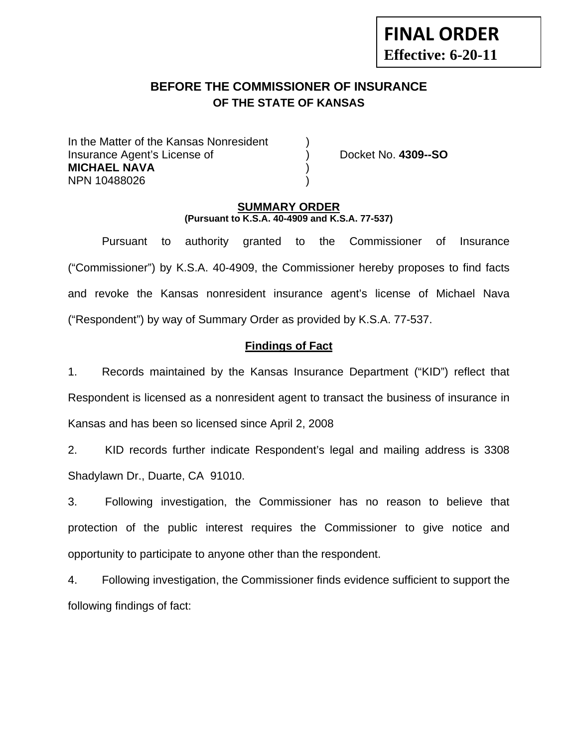**FINAL ORDER**
**Effective: 6-20-11**

# BEFORE THE COMMISSIONER OF INSURANCE
## OF THE STATE OF KANSAS

In the Matter of the Kansas Nonresident )
Insurance Agent's License of ) Docket No. **4309--SO**
**MICHAEL NAVA** )
NPN 10488026 )

**SUMMARY ORDER**
**(Pursuant to K.S.A. 40-4909 and K.S.A. 77-537)**

Pursuant to authority granted to the Commissioner of Insurance ("Commissioner") by K.S.A. 40-4909, the Commissioner hereby proposes to find facts and revoke the Kansas nonresident insurance agent's license of Michael Nava ("Respondent") by way of Summary Order as provided by K.S.A. 77-537.

**Findings of Fact**

1. Records maintained by the Kansas Insurance Department ("KID") reflect that Respondent is licensed as a nonresident agent to transact the business of insurance in Kansas and has been so licensed since April 2, 2008

2. KID records further indicate Respondent's legal and mailing address is 3308 Shadylawn Dr., Duarte, CA 91010.

3. Following investigation, the Commissioner has no reason to believe that protection of the public interest requires the Commissioner to give notice and opportunity to participate to anyone other than the respondent.

4. Following investigation, the Commissioner finds evidence sufficient to support the following findings of fact: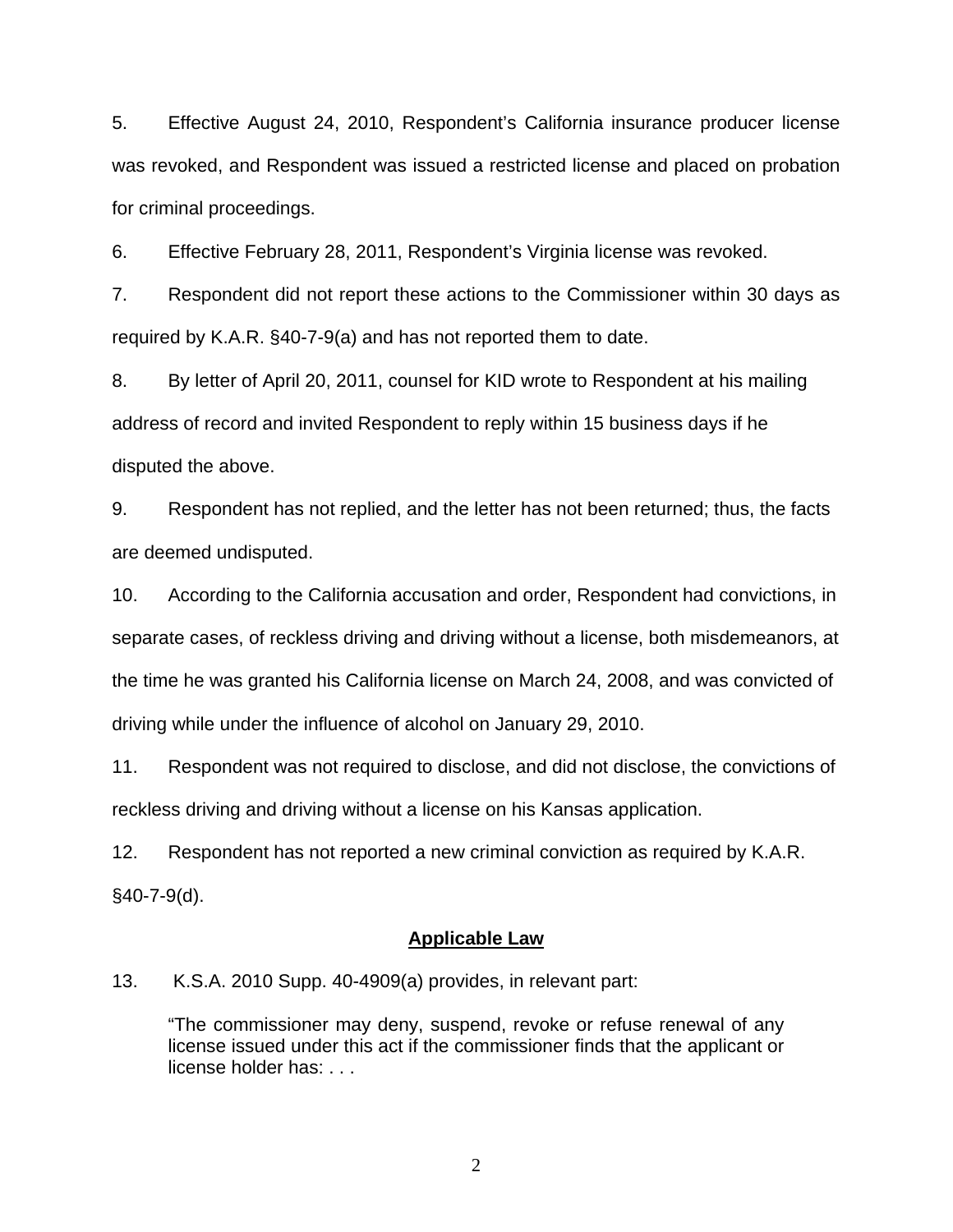5. Effective August 24, 2010, Respondent's California insurance producer license was revoked, and Respondent was issued a restricted license and placed on probation for criminal proceedings.

6. Effective February 28, 2011, Respondent's Virginia license was revoked.

7. Respondent did not report these actions to the Commissioner within 30 days as required by K.A.R. §40-7-9(a) and has not reported them to date.

8. By letter of April 20, 2011, counsel for KID wrote to Respondent at his mailing address of record and invited Respondent to reply within 15 business days if he disputed the above.

9. Respondent has not replied, and the letter has not been returned; thus, the facts are deemed undisputed.

10. According to the California accusation and order, Respondent had convictions, in separate cases, of reckless driving and driving without a license, both misdemeanors, at the time he was granted his California license on March 24, 2008, and was convicted of driving while under the influence of alcohol on January 29, 2010.

11. Respondent was not required to disclose, and did not disclose, the convictions of reckless driving and driving without a license on his Kansas application.

12. Respondent has not reported a new criminal conviction as required by K.A.R. §40-7-9(d).

## Applicable Law

13. K.S.A. 2010 Supp. 40-4909(a) provides, in relevant part:

> "The commissioner may deny, suspend, revoke or refuse renewal of any license issued under this act if the commissioner finds that the applicant or license holder has: . . .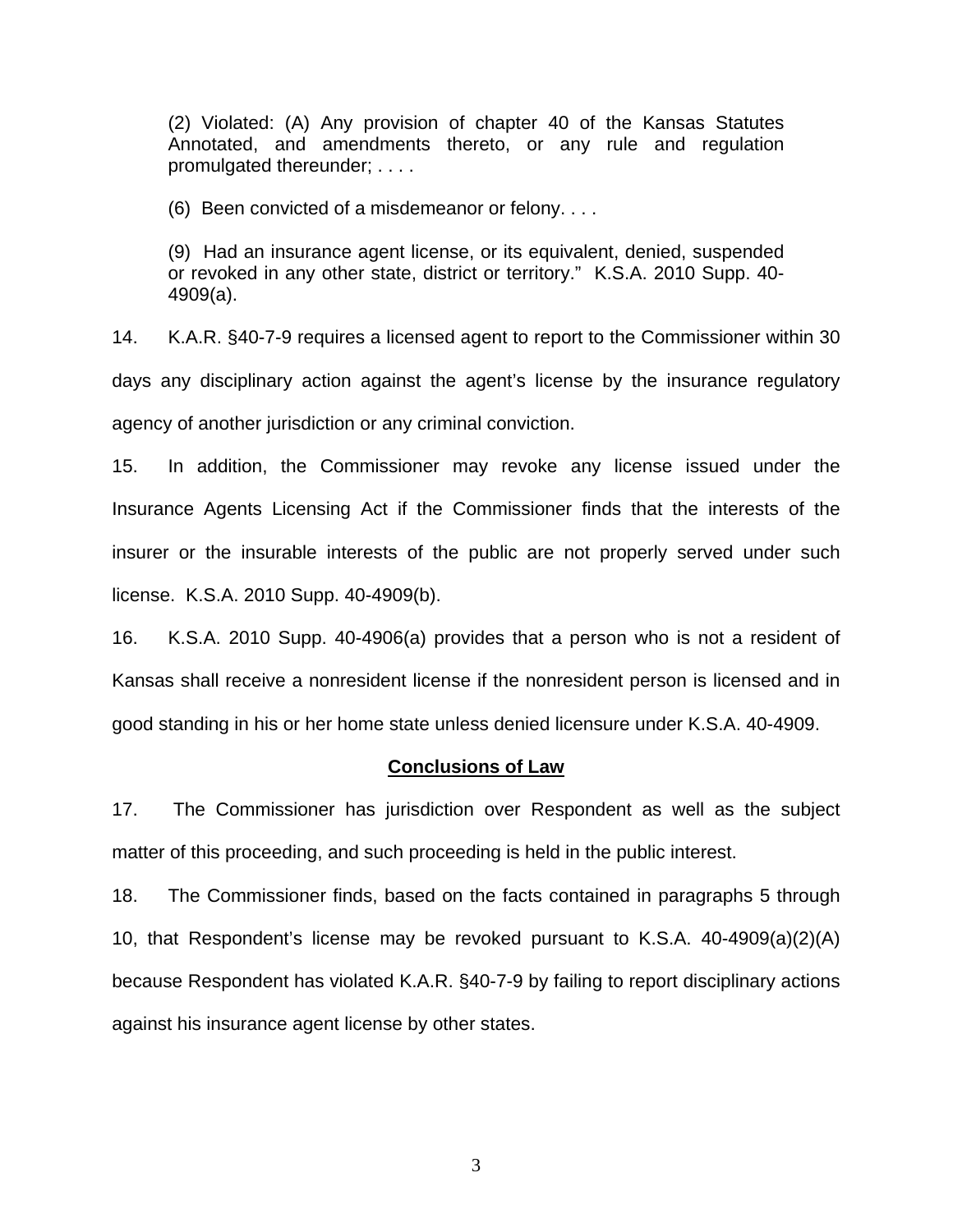> (2) Violated: (A) Any provision of chapter 40 of the Kansas Statutes Annotated, and amendments thereto, or any rule and regulation promulgated thereunder; . . . .
>
> (6) Been convicted of a misdemeanor or felony. . . .
>
> (9) Had an insurance agent license, or its equivalent, denied, suspended or revoked in any other state, district or territory." K.S.A. 2010 Supp. 40-4909(a).

14. K.A.R. §40-7-9 requires a licensed agent to report to the Commissioner within 30 days any disciplinary action against the agent's license by the insurance regulatory agency of another jurisdiction or any criminal conviction.

15. In addition, the Commissioner may revoke any license issued under the Insurance Agents Licensing Act if the Commissioner finds that the interests of the insurer or the insurable interests of the public are not properly served under such license. K.S.A. 2010 Supp. 40-4909(b).

16. K.S.A. 2010 Supp. 40-4906(a) provides that a person who is not a resident of Kansas shall receive a nonresident license if the nonresident person is licensed and in good standing in his or her home state unless denied licensure under K.S.A. 40-4909.

## Conclusions of Law

17. The Commissioner has jurisdiction over Respondent as well as the subject matter of this proceeding, and such proceeding is held in the public interest.

18. The Commissioner finds, based on the facts contained in paragraphs 5 through 10, that Respondent's license may be revoked pursuant to K.S.A. 40-4909(a)(2)(A) because Respondent has violated K.A.R. §40-7-9 by failing to report disciplinary actions against his insurance agent license by other states.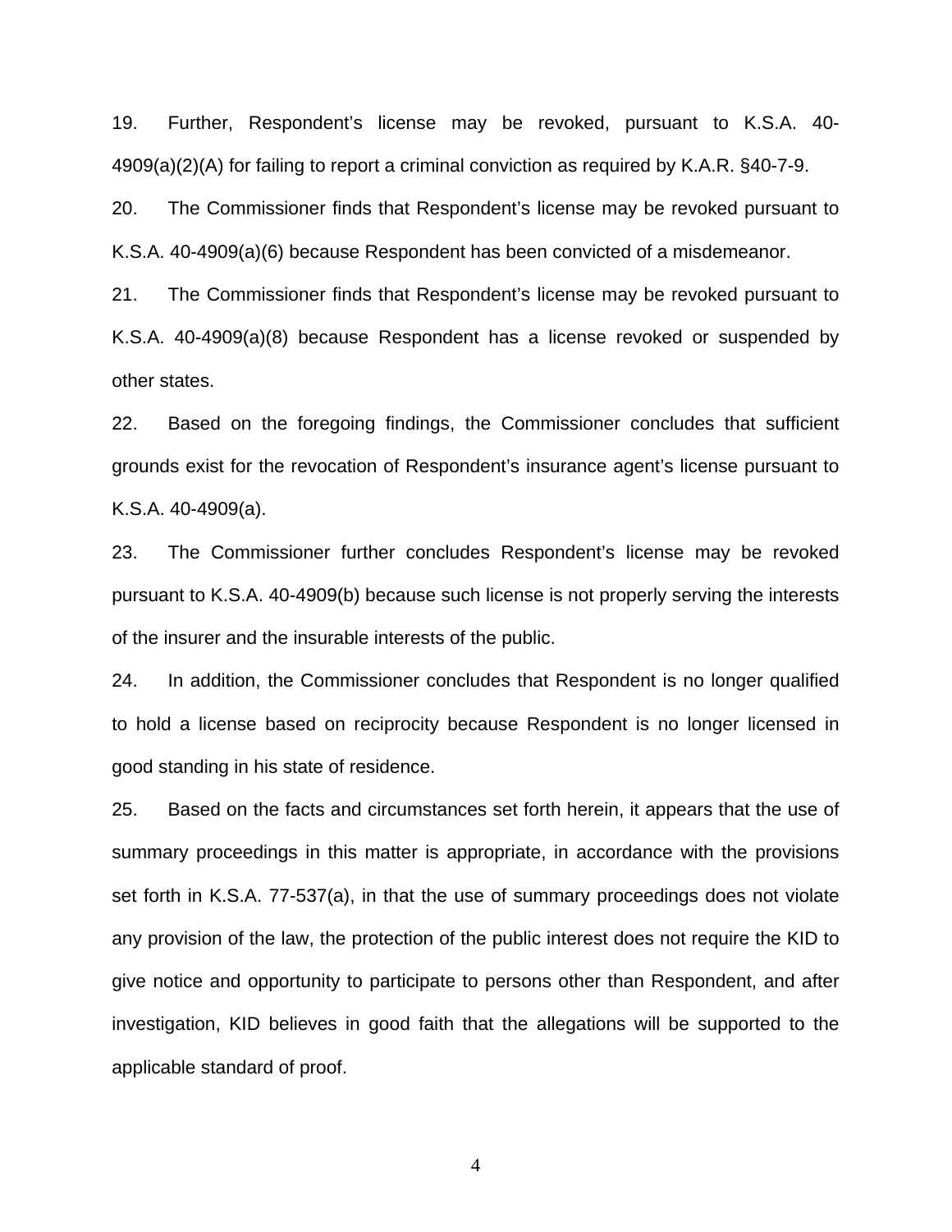19. Further, Respondent's license may be revoked, pursuant to K.S.A. 40-4909(a)(2)(A) for failing to report a criminal conviction as required by K.A.R. §40-7-9.

20. The Commissioner finds that Respondent's license may be revoked pursuant to K.S.A. 40-4909(a)(6) because Respondent has been convicted of a misdemeanor.

21. The Commissioner finds that Respondent's license may be revoked pursuant to K.S.A. 40-4909(a)(8) because Respondent has a license revoked or suspended by other states.

22. Based on the foregoing findings, the Commissioner concludes that sufficient grounds exist for the revocation of Respondent's insurance agent's license pursuant to K.S.A. 40-4909(a).

23. The Commissioner further concludes Respondent's license may be revoked pursuant to K.S.A. 40-4909(b) because such license is not properly serving the interests of the insurer and the insurable interests of the public.

24. In addition, the Commissioner concludes that Respondent is no longer qualified to hold a license based on reciprocity because Respondent is no longer licensed in good standing in his state of residence.

25. Based on the facts and circumstances set forth herein, it appears that the use of summary proceedings in this matter is appropriate, in accordance with the provisions set forth in K.S.A. 77-537(a), in that the use of summary proceedings does not violate any provision of the law, the protection of the public interest does not require the KID to give notice and opportunity to participate to persons other than Respondent, and after investigation, KID believes in good faith that the allegations will be supported to the applicable standard of proof.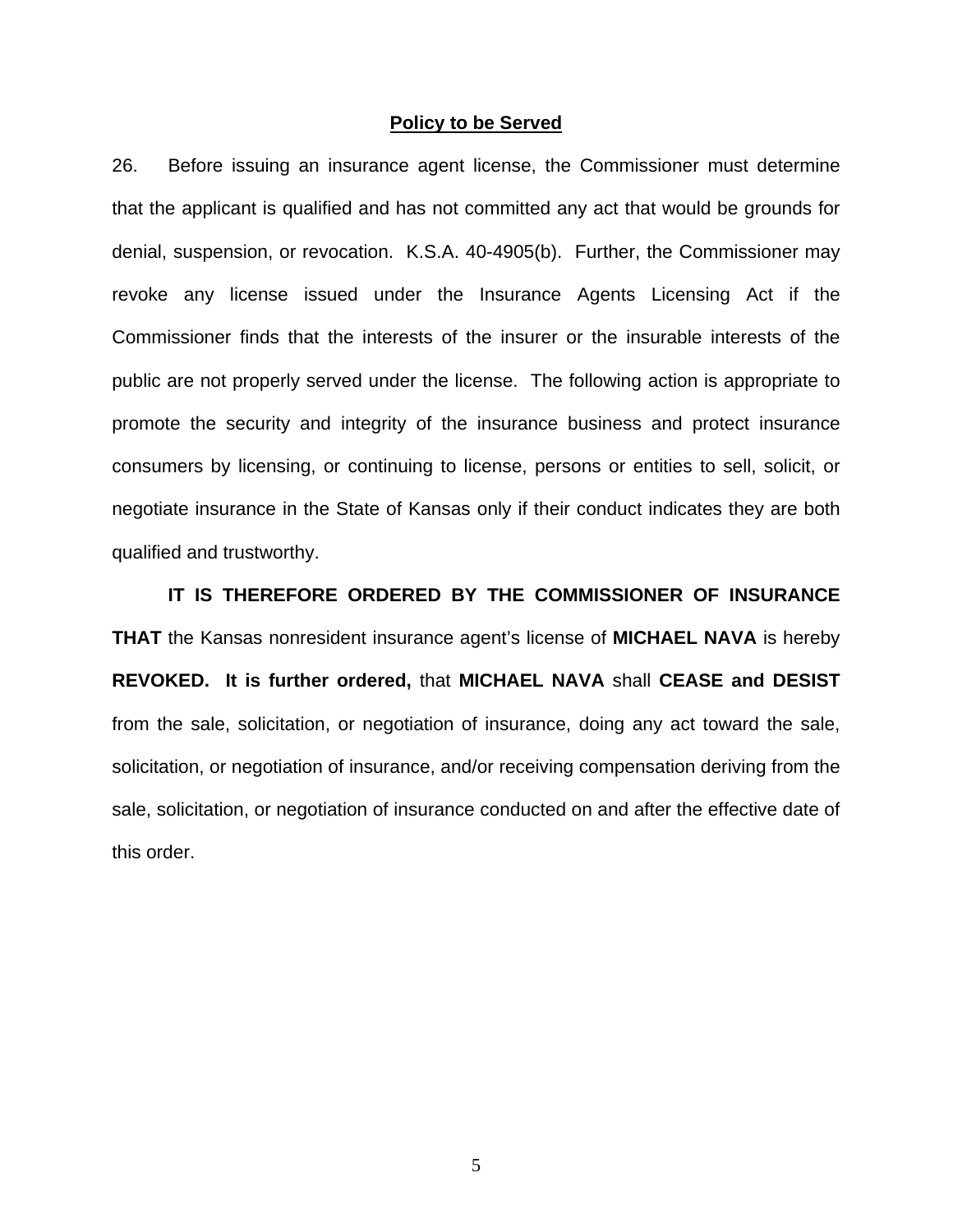**Policy to be Served**

26. Before issuing an insurance agent license, the Commissioner must determine that the applicant is qualified and has not committed any act that would be grounds for denial, suspension, or revocation. K.S.A. 40-4905(b). Further, the Commissioner may revoke any license issued under the Insurance Agents Licensing Act if the Commissioner finds that the interests of the insurer or the insurable interests of the public are not properly served under the license. The following action is appropriate to promote the security and integrity of the insurance business and protect insurance consumers by licensing, or continuing to license, persons or entities to sell, solicit, or negotiate insurance in the State of Kansas only if their conduct indicates they are both qualified and trustworthy.

**IT IS THEREFORE ORDERED BY THE COMMISSIONER OF INSURANCE THAT** the Kansas nonresident insurance agent's license of **MICHAEL NAVA** is hereby **REVOKED. It is further ordered,** that **MICHAEL NAVA** shall **CEASE and DESIST** from the sale, solicitation, or negotiation of insurance, doing any act toward the sale, solicitation, or negotiation of insurance, and/or receiving compensation deriving from the sale, solicitation, or negotiation of insurance conducted on and after the effective date of this order.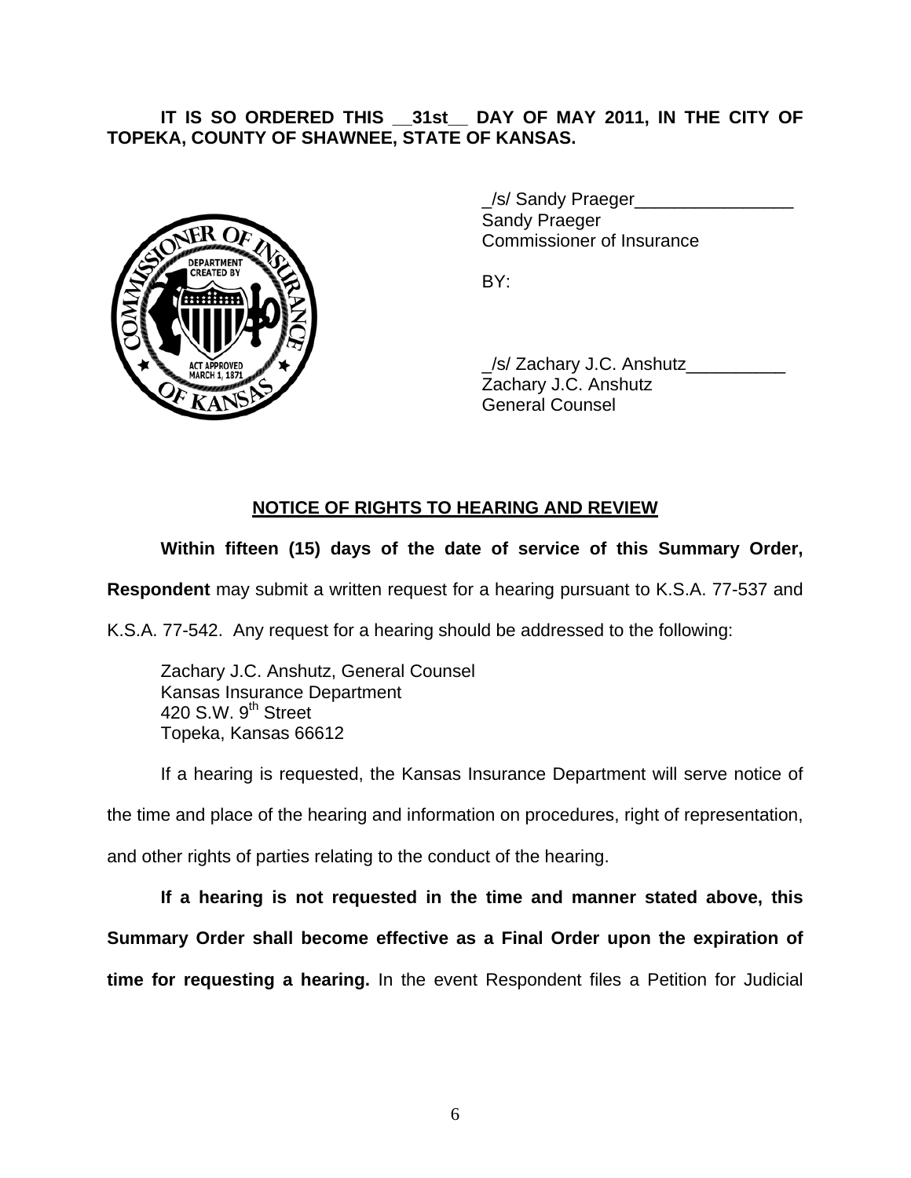**IT IS SO ORDERED THIS __31st__ DAY OF MAY 2011, IN THE CITY OF TOPEKA, COUNTY OF SHAWNEE, STATE OF KANSAS.**

_/s/ Sandy Praeger________________
Sandy Praeger
Commissioner of Insurance

BY:

_/s/ Zachary J.C. Anshutz__________
Zachary J.C. Anshutz
General Counsel

## NOTICE OF RIGHTS TO HEARING AND REVIEW

**Within fifteen (15) days of the date of service of this Summary Order, Respondent** may submit a written request for a hearing pursuant to K.S.A. 77-537 and K.S.A. 77-542. Any request for a hearing should be addressed to the following:

Zachary J.C. Anshutz, General Counsel
Kansas Insurance Department
420 S.W. 9th Street
Topeka, Kansas 66612

If a hearing is requested, the Kansas Insurance Department will serve notice of the time and place of the hearing and information on procedures, right of representation, and other rights of parties relating to the conduct of the hearing.

**If a hearing is not requested in the time and manner stated above, this Summary Order shall become effective as a Final Order upon the expiration of time for requesting a hearing.** In the event Respondent files a Petition for Judicial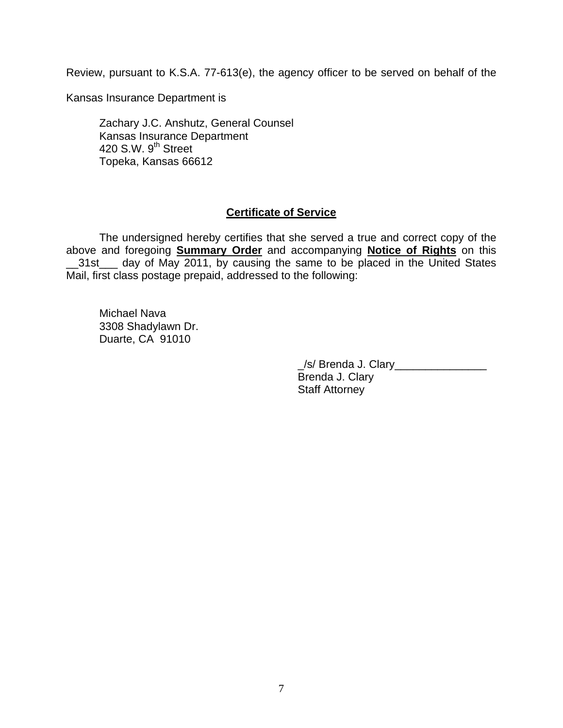Review, pursuant to K.S.A. 77-613(e), the agency officer to be served on behalf of the Kansas Insurance Department is

Zachary J.C. Anshutz, General Counsel
Kansas Insurance Department
420 S.W. 9th Street
Topeka, Kansas 66612

**Certificate of Service**

The undersigned hereby certifies that she served a true and correct copy of the above and foregoing **Summary Order** and accompanying **Notice of Rights** on this __31st___ day of May 2011, by causing the same to be placed in the United States Mail, first class postage prepaid, addressed to the following:

Michael Nava
3308 Shadylawn Dr.
Duarte, CA 91010

_/s/ Brenda J. Clary_______________
Brenda J. Clary
Staff Attorney